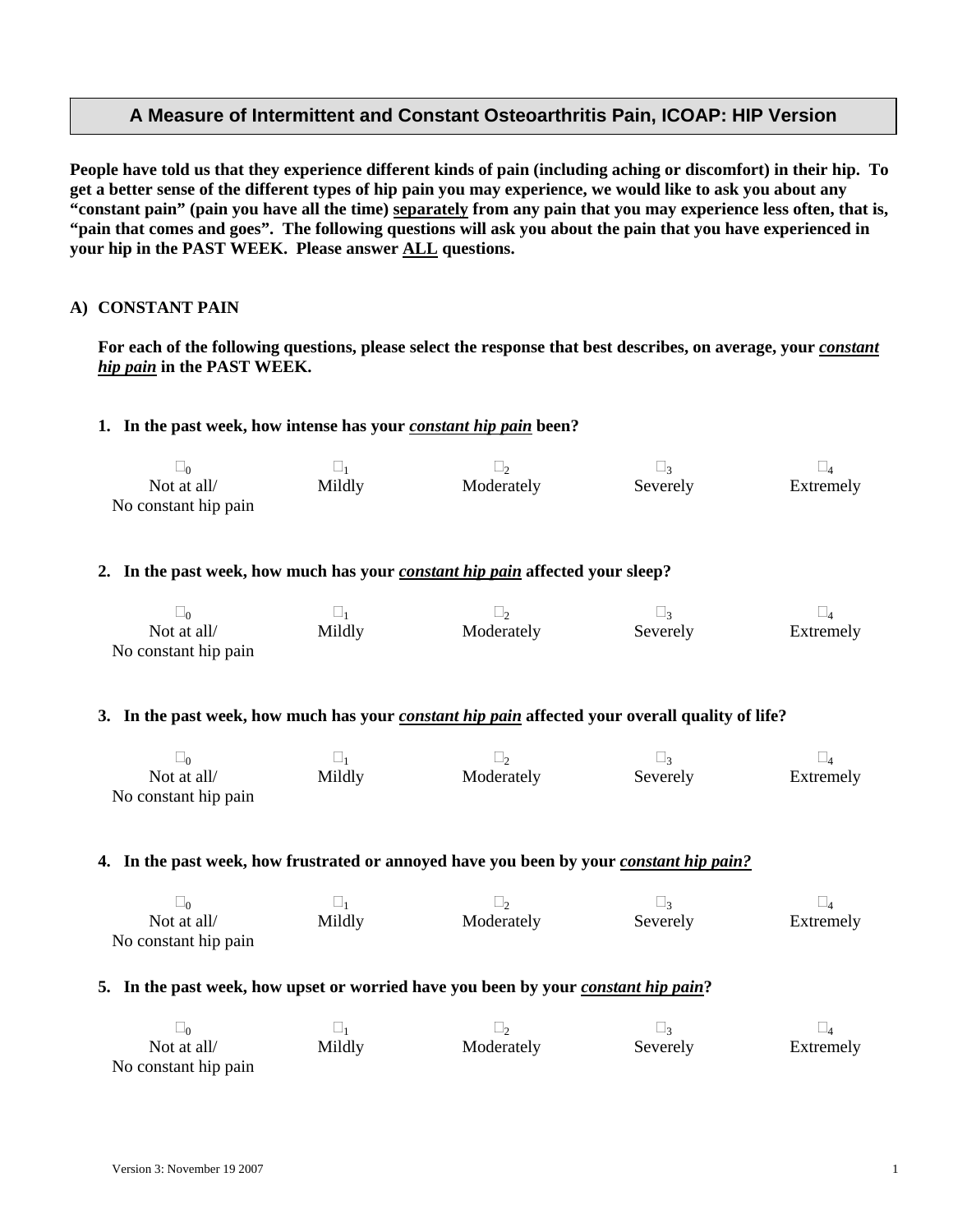# A Measure of Intermittent and Constant Osteoarthritis Pain, ICOAP: HIP Version

**People have told us that they experience different kinds of pain (including aching or discomfort) in their hip. To get a better sense of the different types of hip pain you may experience, we would like to ask you about any "constant pain" (pain you have all the time) separately from any pain that you may experience less often, that is, "pain that comes and goes". The following questions will ask you about the pain that you have experienced in your hip in the PAST WEEK. Please answer ALL questions.**

## A) CONSTANT PAIN

**For each of the following questions, please select the response that best describes, on average, your *constant hip pain* in the PAST WEEK.**

**1. In the past week, how intense has your *constant hip pain* been?**

| ☐0 | ☐1 | ☐2 | ☐3 | ☐4 |
|---|---|---|---|---|
| Not at all/ No constant hip pain | Mildly | Moderately | Severely | Extremely |

**2. In the past week, how much has your *constant hip pain* affected your sleep?**

| ☐0 | ☐1 | ☐2 | ☐3 | ☐4 |
|---|---|---|---|---|
| Not at all/ No constant hip pain | Mildly | Moderately | Severely | Extremely |

**3. In the past week, how much has your *constant hip pain* affected your overall quality of life?**

| ☐0 | ☐1 | ☐2 | ☐3 | ☐4 |
|---|---|---|---|---|
| Not at all/ No constant hip pain | Mildly | Moderately | Severely | Extremely |

**4. In the past week, how frustrated or annoyed have you been by your *constant hip pain?***

| ☐0 | ☐1 | ☐2 | ☐3 | ☐4 |
|---|---|---|---|---|
| Not at all/ No constant hip pain | Mildly | Moderately | Severely | Extremely |

**5. In the past week, how upset or worried have you been by your *constant hip pain*?**

| ☐0 | ☐1 | ☐2 | ☐3 | ☐4 |
|---|---|---|---|---|
| Not at all/ No constant hip pain | Mildly | Moderately | Severely | Extremely |

Version 3: November 19 2007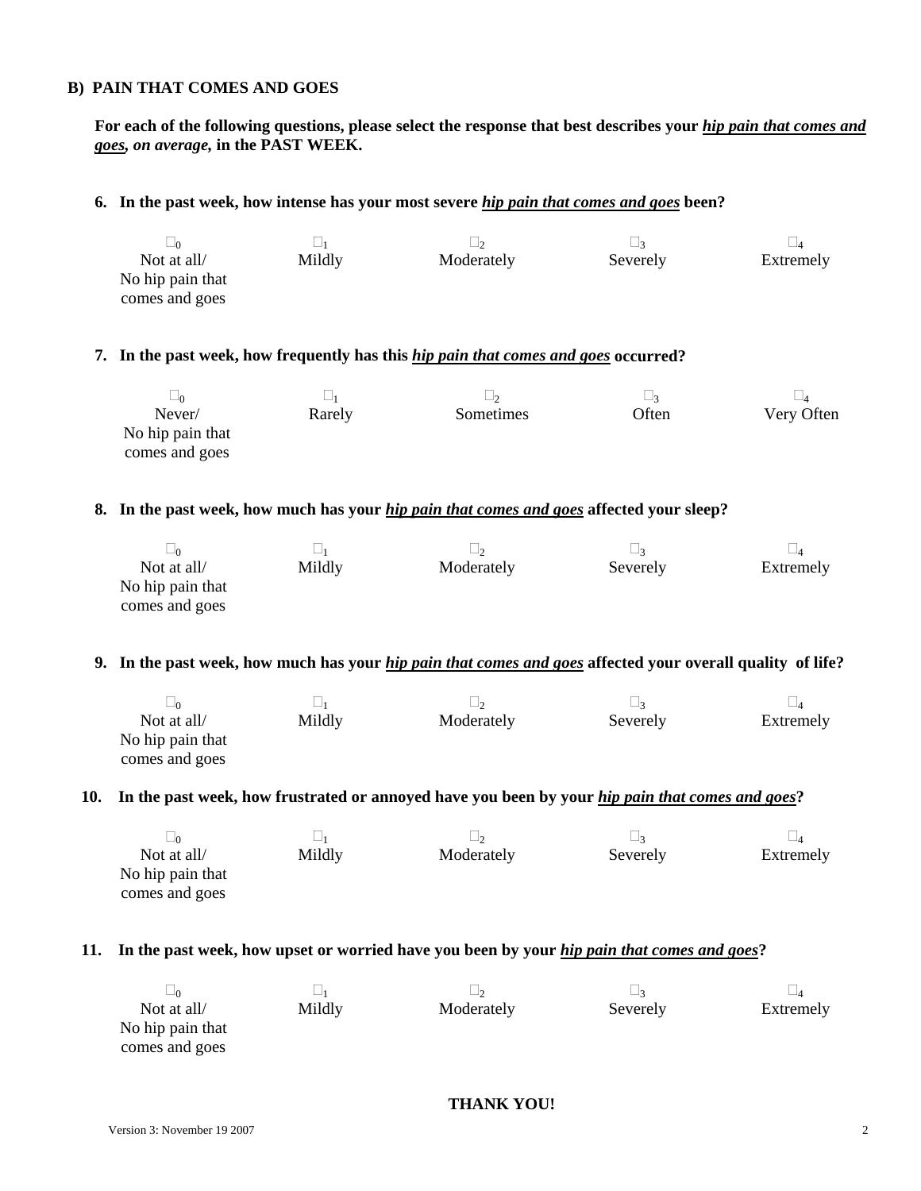## B) PAIN THAT COMES AND GOES

**For each of the following questions, please select the response that best describes your *<u>hip pain that comes and goes</u>*, *on average*, in the PAST WEEK.**

**6. In the past week, how intense has your most severe *<u>hip pain that comes and goes</u>* been?**

| ☐0 | ☐1 | ☐2 | ☐3 | ☐4 |
|---|---|---|---|---|
| Not at all/ No hip pain that comes and goes | Mildly | Moderately | Severely | Extremely |

**7. In the past week, how frequently has this *<u>hip pain that comes and goes</u>* occurred?**

| ☐0 | ☐1 | ☐2 | ☐3 | ☐4 |
|---|---|---|---|---|
| Never/ No hip pain that comes and goes | Rarely | Sometimes | Often | Very Often |

**8. In the past week, how much has your *<u>hip pain that comes and goes</u>* affected your sleep?**

| ☐0 | ☐1 | ☐2 | ☐3 | ☐4 |
|---|---|---|---|---|
| Not at all/ No hip pain that comes and goes | Mildly | Moderately | Severely | Extremely |

**9. In the past week, how much has your *<u>hip pain that comes and goes</u>* affected your overall quality of life?**

| ☐0 | ☐1 | ☐2 | ☐3 | ☐4 |
|---|---|---|---|---|
| Not at all/ No hip pain that comes and goes | Mildly | Moderately | Severely | Extremely |

**10. In the past week, how frustrated or annoyed have you been by your *<u>hip pain that comes and goes</u>*?**

| ☐0 | ☐1 | ☐2 | ☐3 | ☐4 |
|---|---|---|---|---|
| Not at all/ No hip pain that comes and goes | Mildly | Moderately | Severely | Extremely |

**11. In the past week, how upset or worried have you been by your *<u>hip pain that comes and goes</u>*?**

| ☐0 | ☐1 | ☐2 | ☐3 | ☐4 |
|---|---|---|---|---|
| Not at all/ No hip pain that comes and goes | Mildly | Moderately | Severely | Extremely |

**THANK YOU!**

Version 3: November 19 2007